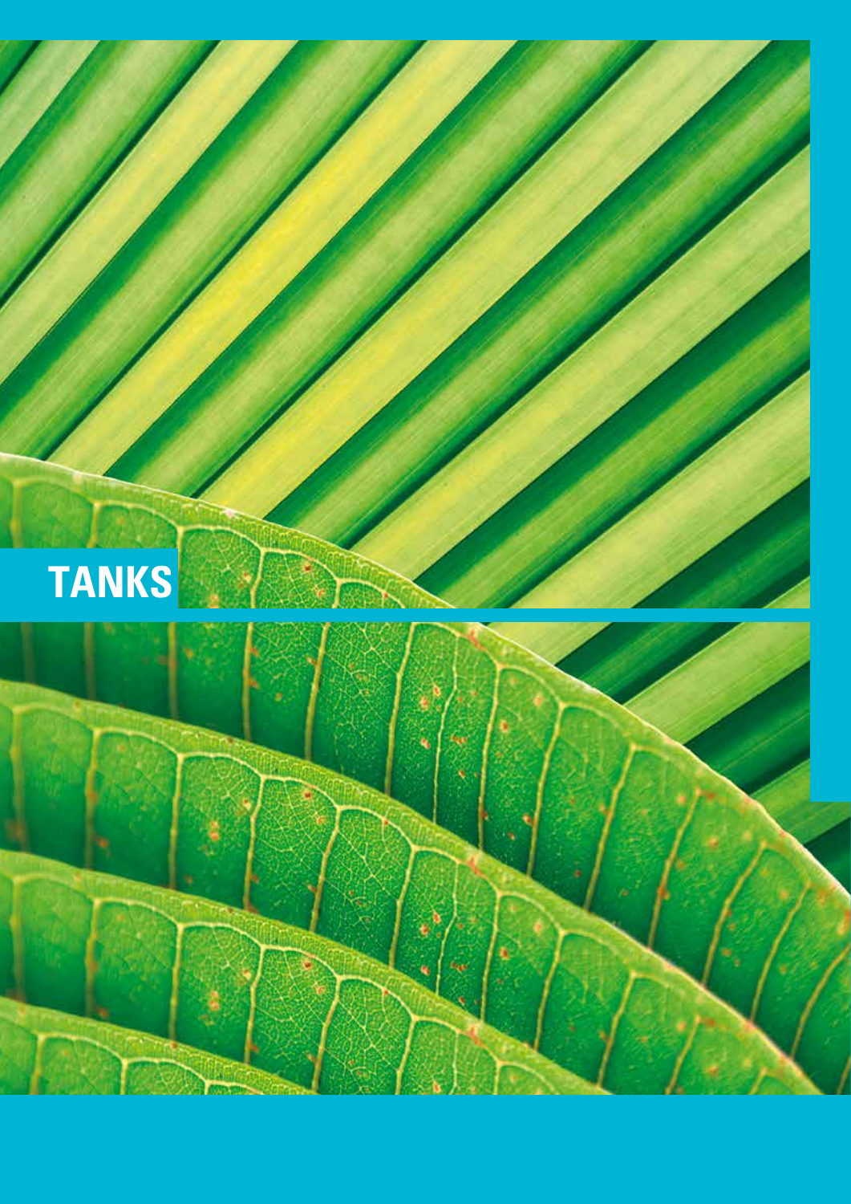# TANKS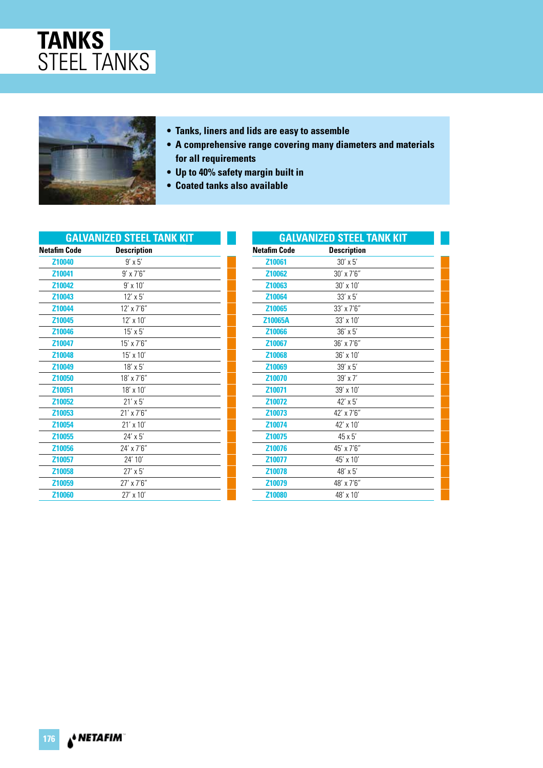# TANKS
## STEEL TANKS

- **Tanks, liners and lids are easy to assemble**
- **A comprehensive range covering many diameters and materials for all requirements**
- **Up to 40% safety margin built in**
- **Coated tanks also available**

### GALVANIZED STEEL TANK KIT

| Netafim Code | Description |
|---|---|
| Z10040 | 9' x 5' |
| Z10041 | 9' x 7'6" |
| Z10042 | 9' x 10' |
| Z10043 | 12' x 5' |
| Z10044 | 12' x 7'6" |
| Z10045 | 12' x 10' |
| Z10046 | 15' x 5' |
| Z10047 | 15' x 7'6" |
| Z10048 | 15' x 10' |
| Z10049 | 18' x 5' |
| Z10050 | 18' x 7'6" |
| Z10051 | 18' x 10' |
| Z10052 | 21' x 5' |
| Z10053 | 21' x 7'6" |
| Z10054 | 21' x 10' |
| Z10055 | 24' x 5' |
| Z10056 | 24' x 7'6" |
| Z10057 | 24' 10' |
| Z10058 | 27' x 5' |
| Z10059 | 27' x 7'6" |
| Z10060 | 27' x 10' |

### GALVANIZED STEEL TANK KIT

| Netafim Code | Description |
|---|---|
| Z10061 | 30' x 5' |
| Z10062 | 30' x 7'6" |
| Z10063 | 30' x 10' |
| Z10064 | 33' x 5' |
| Z10065 | 33' x 7'6" |
| Z10065A | 33' x 10' |
| Z10066 | 36' x 5' |
| Z10067 | 36' x 7'6" |
| Z10068 | 36' x 10' |
| Z10069 | 39' x 5' |
| Z10070 | 39' x 7' |
| Z10071 | 39' x 10' |
| Z10072 | 42' x 5' |
| Z10073 | 42' x 7'6" |
| Z10074 | 42' x 10' |
| Z10075 | 45 x 5' |
| Z10076 | 45' x 7'6" |
| Z10077 | 45' x 10' |
| Z10078 | 48' x 5' |
| Z10079 | 48' x 7'6" |
| Z10080 | 48' x 10' |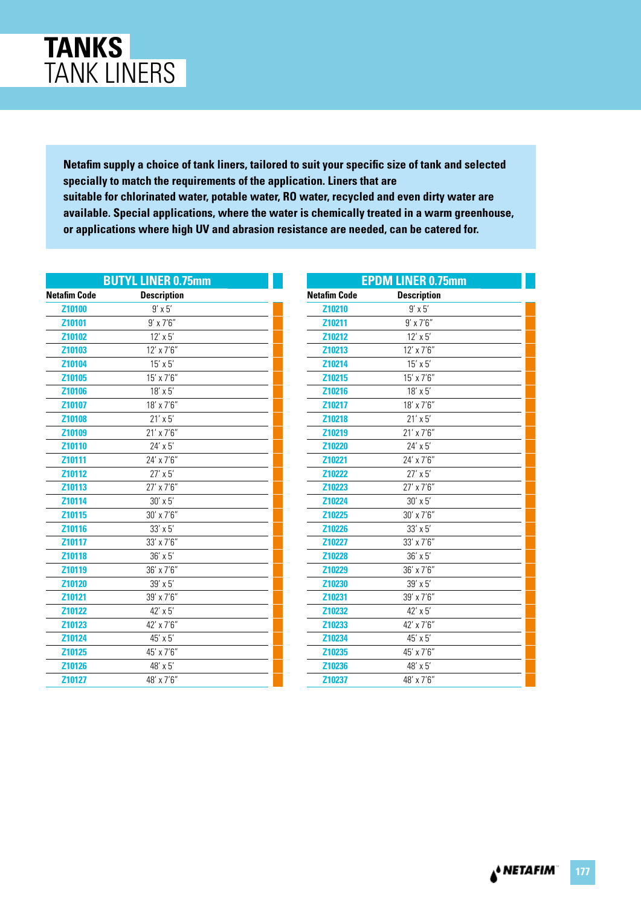# TANKS

## TANK LINERS

**Netafim supply a choice of tank liners, tailored to suit your specific size of tank and selected specially to match the requirements of the application. Liners that are suitable for chlorinated water, potable water, RO water, recycled and even dirty water are available. Special applications, where the water is chemically treated in a warm greenhouse, or applications where high UV and abrasion resistance are needed, can be catered for.**

### BUTYL LINER 0.75mm

| Netafim Code | Description |
|---|---|
| Z10100 | 9' x 5' |
| Z10101 | 9' x 7'6" |
| Z10102 | 12' x 5' |
| Z10103 | 12' x 7'6" |
| Z10104 | 15' x 5' |
| Z10105 | 15' x 7'6" |
| Z10106 | 18' x 5' |
| Z10107 | 18' x 7'6" |
| Z10108 | 21' x 5' |
| Z10109 | 21' x 7'6" |
| Z10110 | 24' x 5' |
| Z10111 | 24' x 7'6" |
| Z10112 | 27' x 5' |
| Z10113 | 27' x 7'6" |
| Z10114 | 30' x 5' |
| Z10115 | 30' x 7'6" |
| Z10116 | 33' x 5' |
| Z10117 | 33' x 7'6" |
| Z10118 | 36' x 5' |
| Z10119 | 36' x 7'6" |
| Z10120 | 39' x 5' |
| Z10121 | 39' x 7'6" |
| Z10122 | 42' x 5' |
| Z10123 | 42' x 7'6" |
| Z10124 | 45' x 5' |
| Z10125 | 45' x 7'6" |
| Z10126 | 48' x 5' |
| Z10127 | 48' x 7'6" |

### EPDM LINER 0.75mm

| Netafim Code | Description |
|---|---|
| Z10210 | 9' x 5' |
| Z10211 | 9' x 7'6" |
| Z10212 | 12' x 5' |
| Z10213 | 12' x 7'6" |
| Z10214 | 15' x 5' |
| Z10215 | 15' x 7'6" |
| Z10216 | 18' x 5' |
| Z10217 | 18' x 7'6" |
| Z10218 | 21' x 5' |
| Z10219 | 21' x 7'6" |
| Z10220 | 24' x 5' |
| Z10221 | 24' x 7'6" |
| Z10222 | 27' x 5' |
| Z10223 | 27' x 7'6" |
| Z10224 | 30' x 5' |
| Z10225 | 30' x 7'6" |
| Z10226 | 33' x 5' |
| Z10227 | 33' x 7'6" |
| Z10228 | 36' x 5' |
| Z10229 | 36' x 7'6" |
| Z10230 | 39' x 5' |
| Z10231 | 39' x 7'6" |
| Z10232 | 42' x 5' |
| Z10233 | 42' x 7'6" |
| Z10234 | 45' x 5' |
| Z10235 | 45' x 7'6" |
| Z10236 | 48' x 5' |
| Z10237 | 48' x 7'6" |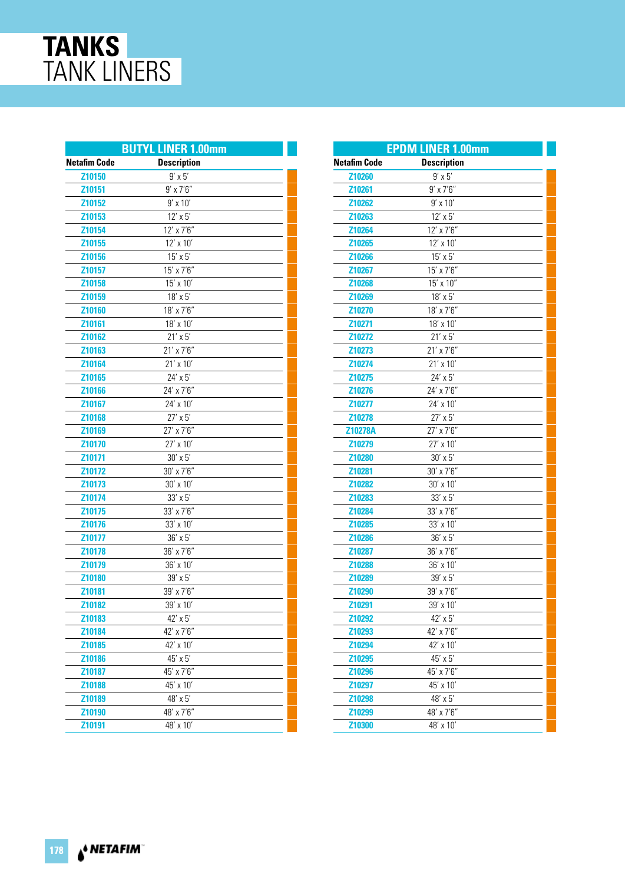# TANKS

## TANK LINERS

| BUTYL LINER 1.00mm | |
|---|---|
| **Netafim Code** | **Description** |
| Z10150 | 9′ x 5′ |
| Z10151 | 9′ x 7′6″ |
| Z10152 | 9′ x 10′ |
| Z10153 | 12′ x 5′ |
| Z10154 | 12′ x 7′6″ |
| Z10155 | 12′ x 10′ |
| Z10156 | 15′ x 5′ |
| Z10157 | 15′ x 7′6″ |
| Z10158 | 15′ x 10′ |
| Z10159 | 18′ x 5′ |
| Z10160 | 18′ x 7′6″ |
| Z10161 | 18′ x 10′ |
| Z10162 | 21′ x 5′ |
| Z10163 | 21′ x 7′6″ |
| Z10164 | 21′ x 10′ |
| Z10165 | 24′ x 5′ |
| Z10166 | 24′ x 7′6″ |
| Z10167 | 24′ x 10′ |
| Z10168 | 27′ x 5′ |
| Z10169 | 27′ x 7′6″ |
| Z10170 | 27′ x 10′ |
| Z10171 | 30′ x 5′ |
| Z10172 | 30′ x 7′6″ |
| Z10173 | 30′ x 10′ |
| Z10174 | 33′ x 5′ |
| Z10175 | 33′ x 7′6″ |
| Z10176 | 33′ x 10′ |
| Z10177 | 36′ x 5′ |
| Z10178 | 36′ x 7′6″ |
| Z10179 | 36′ x 10′ |
| Z10180 | 39′ x 5′ |
| Z10181 | 39′ x 7′6″ |
| Z10182 | 39′ x 10′ |
| Z10183 | 42′ x 5′ |
| Z10184 | 42′ x 7′6″ |
| Z10185 | 42′ x 10′ |
| Z10186 | 45′ x 5′ |
| Z10187 | 45′ x 7′6″ |
| Z10188 | 45′ x 10′ |
| Z10189 | 48′ x 5′ |
| Z10190 | 48′ x 7′6″ |
| Z10191 | 48′ x 10′ |

| EPDM LINER 1.00mm | |
|---|---|
| **Netafim Code** | **Description** |
| Z10260 | 9′ x 5′ |
| Z10261 | 9′ x 7′6″ |
| Z10262 | 9′ x 10′ |
| Z10263 | 12′ x 5′ |
| Z10264 | 12′ x 7′6″ |
| Z10265 | 12′ x 10′ |
| Z10266 | 15′ x 5′ |
| Z10267 | 15′ x 7′6″ |
| Z10268 | 15′ x 10″ |
| Z10269 | 18′ x 5′ |
| Z10270 | 18′ x 7′6″ |
| Z10271 | 18′ x 10′ |
| Z10272 | 21′ x 5′ |
| Z10273 | 21′ x 7′6″ |
| Z10274 | 21′ x 10′ |
| Z10275 | 24′ x 5′ |
| Z10276 | 24′ x 7′6″ |
| Z10277 | 24′ x 10′ |
| Z10278 | 27′ x 5′ |
| Z10278A | 27′ x 7′6″ |
| Z10279 | 27′ x 10′ |
| Z10280 | 30′ x 5′ |
| Z10281 | 30′ x 7′6″ |
| Z10282 | 30′ x 10′ |
| Z10283 | 33′ x 5′ |
| Z10284 | 33′ x 7′6″ |
| Z10285 | 33′ x 10′ |
| Z10286 | 36′ x 5′ |
| Z10287 | 36′ x 7′6″ |
| Z10288 | 36′ x 10′ |
| Z10289 | 39′ x 5′ |
| Z10290 | 39′ x 7′6″ |
| Z10291 | 39′ x 10′ |
| Z10292 | 42′ x 5′ |
| Z10293 | 42′ x 7′6″ |
| Z10294 | 42′ x 10′ |
| Z10295 | 45′ x 5′ |
| Z10296 | 45′ x 7′6″ |
| Z10297 | 45′ x 10′ |
| Z10298 | 48′ x 5′ |
| Z10299 | 48′ x 7′6″ |
| Z10300 | 48′ x 10′ |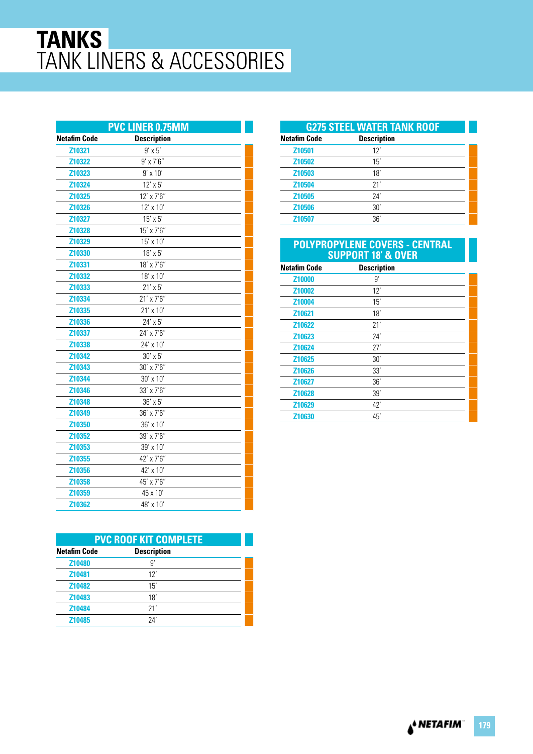# TANKS
## TANK LINERS & ACCESSORIES

### PVC LINER 0.75MM

| Netafim Code | Description |
|---|---|
| Z10321 | 9′ x 5′ |
| Z10322 | 9′ x 7′6″ |
| Z10323 | 9′ x 10′ |
| Z10324 | 12′ x 5′ |
| Z10325 | 12′ x 7′6″ |
| Z10326 | 12′ x 10′ |
| Z10327 | 15′ x 5′ |
| Z10328 | 15′ x 7′6″ |
| Z10329 | 15′ x 10′ |
| Z10330 | 18′ x 5′ |
| Z10331 | 18′ x 7′6″ |
| Z10332 | 18′ x 10′ |
| Z10333 | 21′ x 5′ |
| Z10334 | 21′ x 7′6″ |
| Z10335 | 21′ x 10′ |
| Z10336 | 24′ x 5′ |
| Z10337 | 24′ x 7′6″ |
| Z10338 | 24′ x 10′ |
| Z10342 | 30′ x 5′ |
| Z10343 | 30′ x 7′6″ |
| Z10344 | 30′ x 10′ |
| Z10346 | 33′ x 7′6″ |
| Z10348 | 36′ x 5′ |
| Z10349 | 36′ x 7′6″ |
| Z10350 | 36′ x 10′ |
| Z10352 | 39′ x 7′6″ |
| Z10353 | 39′ x 10′ |
| Z10355 | 42′ x 7′6″ |
| Z10356 | 42′ x 10′ |
| Z10358 | 45′ x 7′6″ |
| Z10359 | 45 x 10′ |
| Z10362 | 48′ x 10′ |

### PVC ROOF KIT COMPLETE

| Netafim Code | Description |
|---|---|
| Z10480 | 9′ |
| Z10481 | 12′ |
| Z10482 | 15′ |
| Z10483 | 18′ |
| Z10484 | 21′ |
| Z10485 | 24′ |

### G275 STEEL WATER TANK ROOF

| Netafim Code | Description |
|---|---|
| Z10501 | 12′ |
| Z10502 | 15′ |
| Z10503 | 18′ |
| Z10504 | 21′ |
| Z10505 | 24′ |
| Z10506 | 30′ |
| Z10507 | 36′ |

### POLYPROPYLENE COVERS - CENTRAL SUPPORT 18′ & OVER

| Netafim Code | Description |
|---|---|
| Z10000 | 9′ |
| Z10002 | 12′ |
| Z10004 | 15′ |
| Z10621 | 18′ |
| Z10622 | 21′ |
| Z10623 | 24′ |
| Z10624 | 27′ |
| Z10625 | 30′ |
| Z10626 | 33′ |
| Z10627 | 36′ |
| Z10628 | 39′ |
| Z10629 | 42′ |
| Z10630 | 45′ |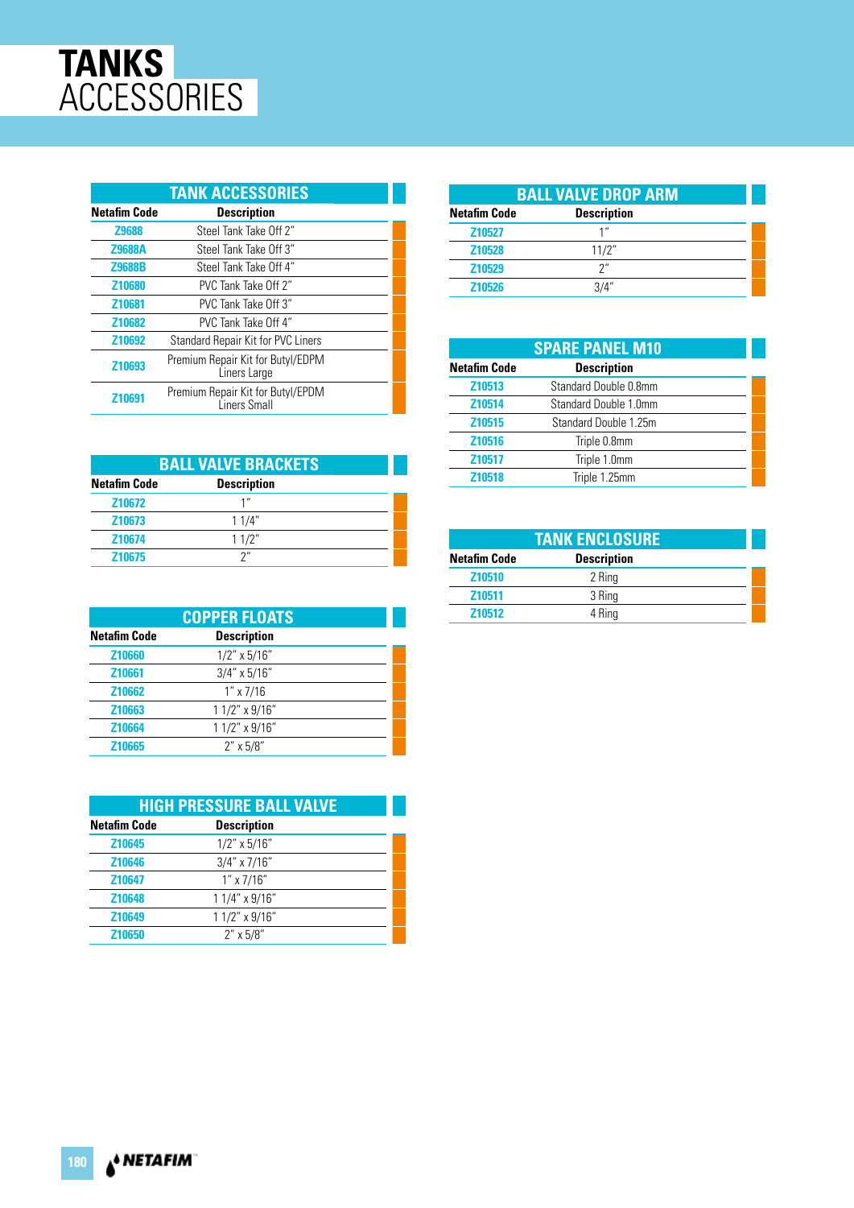# TANKS ACCESSORIES

## TANK ACCESSORIES

| Netafim Code | Description |
|---|---|
| Z9688 | Steel Tank Take Off 2" |
| Z9688A | Steel Tank Take Off 3" |
| Z9688B | Steel Tank Take Off 4" |
| Z10680 | PVC Tank Take Off 2" |
| Z10681 | PVC Tank Take Off 3" |
| Z10682 | PVC Tank Take Off 4" |
| Z10692 | Standard Repair Kit for PVC Liners |
| Z10693 | Premium Repair Kit for Butyl/EDPM Liners Large |
| Z10691 | Premium Repair Kit for Butyl/EPDM Liners Small |

## BALL VALVE BRACKETS

| Netafim Code | Description |
|---|---|
| Z10672 | 1" |
| Z10673 | 1 1/4" |
| Z10674 | 1 1/2" |
| Z10675 | 2" |

## COPPER FLOATS

| Netafim Code | Description |
|---|---|
| Z10660 | 1/2" x 5/16" |
| Z10661 | 3/4" x 5/16" |
| Z10662 | 1" x 7/16 |
| Z10663 | 1 1/2" x 9/16" |
| Z10664 | 1 1/2" x 9/16" |
| Z10665 | 2" x 5/8" |

## HIGH PRESSURE BALL VALVE

| Netafim Code | Description |
|---|---|
| Z10645 | 1/2" x 5/16" |
| Z10646 | 3/4" x 7/16" |
| Z10647 | 1" x 7/16" |
| Z10648 | 1 1/4" x 9/16" |
| Z10649 | 1 1/2" x 9/16" |
| Z10650 | 2" x 5/8" |

## BALL VALVE DROP ARM

| Netafim Code | Description |
|---|---|
| Z10527 | 1" |
| Z10528 | 11/2" |
| Z10529 | 2" |
| Z10526 | 3/4" |

## SPARE PANEL M10

| Netafim Code | Description |
|---|---|
| Z10513 | Standard Double 0.8mm |
| Z10514 | Standard Double 1.0mm |
| Z10515 | Standard Double 1.25m |
| Z10516 | Triple 0.8mm |
| Z10517 | Triple 1.0mm |
| Z10518 | Triple 1.25mm |

## TANK ENCLOSURE

| Netafim Code | Description |
|---|---|
| Z10510 | 2 Ring |
| Z10511 | 3 Ring |
| Z10512 | 4 Ring |